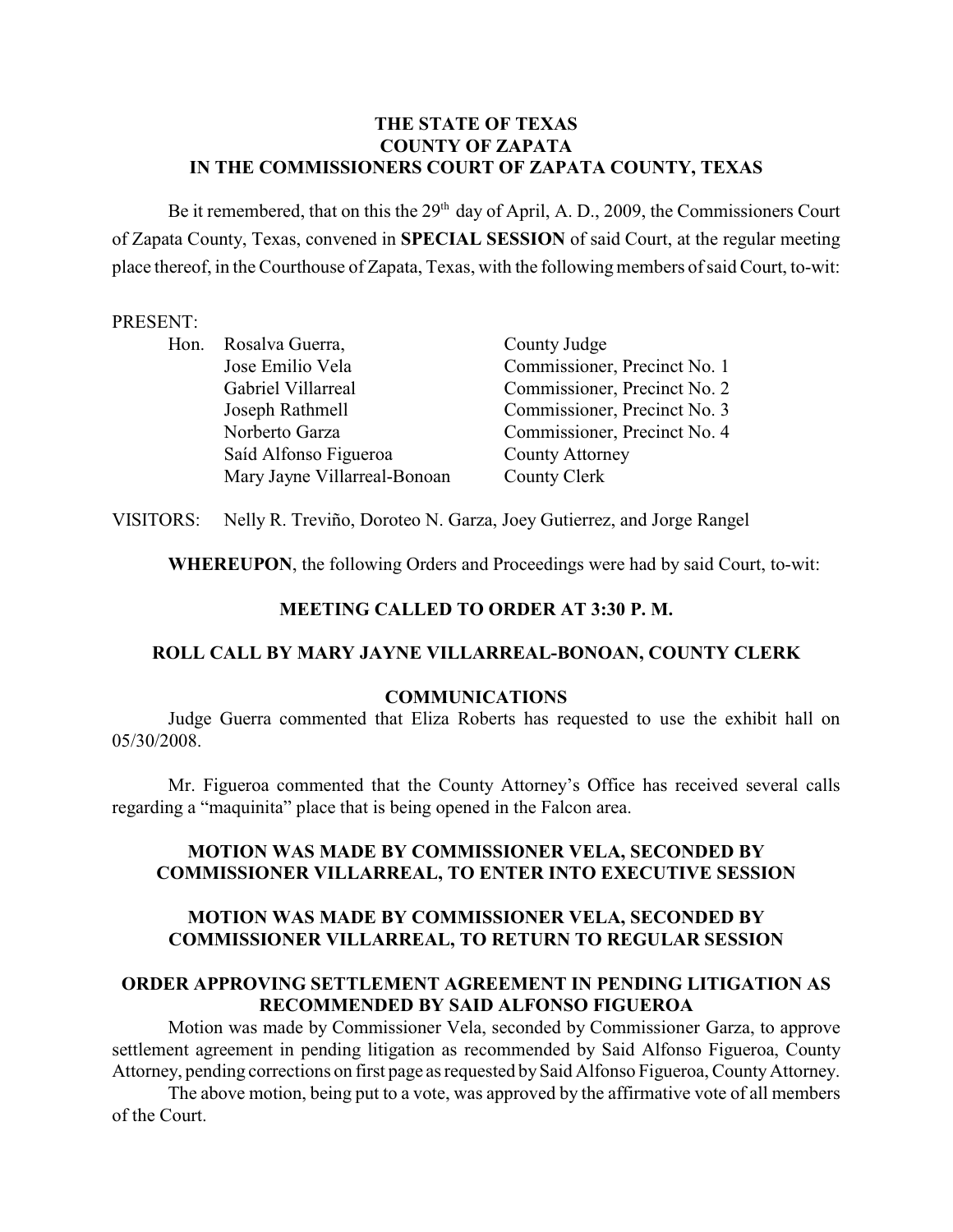**THE STATE OF TEXAS**
**COUNTY OF ZAPATA**
**IN THE COMMISSIONERS COURT OF ZAPATA COUNTY, TEXAS**

Be it remembered, that on this the 29th day of April, A. D., 2009, the Commissioners Court of Zapata County, Texas, convened in **SPECIAL SESSION** of said Court, at the regular meeting place thereof, in the Courthouse of Zapata, Texas, with the following members of said Court, to-wit:

PRESENT:

| | | |
|---|---|---|
| Hon. | Rosalva Guerra, | County Judge |
| | Jose Emilio Vela | Commissioner, Precinct No. 1 |
| | Gabriel Villarreal | Commissioner, Precinct No. 2 |
| | Joseph Rathmell | Commissioner, Precinct No. 3 |
| | Norberto Garza | Commissioner, Precinct No. 4 |
| | Saíd Alfonso Figueroa | County Attorney |
| | Mary Jayne Villarreal-Bonoan | County Clerk |

VISITORS: Nelly R. Treviño, Doroteo N. Garza, Joey Gutierrez, and Jorge Rangel

**WHEREUPON**, the following Orders and Proceedings were had by said Court, to-wit:

**MEETING CALLED TO ORDER AT 3:30 P. M.**

**ROLL CALL BY MARY JAYNE VILLARREAL-BONOAN, COUNTY CLERK**

**COMMUNICATIONS**

Judge Guerra commented that Eliza Roberts has requested to use the exhibit hall on 05/30/2008.

Mr. Figueroa commented that the County Attorney's Office has received several calls regarding a "maquinita" place that is being opened in the Falcon area.

**MOTION WAS MADE BY COMMISSIONER VELA, SECONDED BY COMMISSIONER VILLARREAL, TO ENTER INTO EXECUTIVE SESSION**

**MOTION WAS MADE BY COMMISSIONER VELA, SECONDED BY COMMISSIONER VILLARREAL, TO RETURN TO REGULAR SESSION**

**ORDER APPROVING SETTLEMENT AGREEMENT IN PENDING LITIGATION AS RECOMMENDED BY SAID ALFONSO FIGUEROA**

Motion was made by Commissioner Vela, seconded by Commissioner Garza, to approve settlement agreement in pending litigation as recommended by Said Alfonso Figueroa, County Attorney, pending corrections on first page as requested by Said Alfonso Figueroa, County Attorney.

The above motion, being put to a vote, was approved by the affirmative vote of all members of the Court.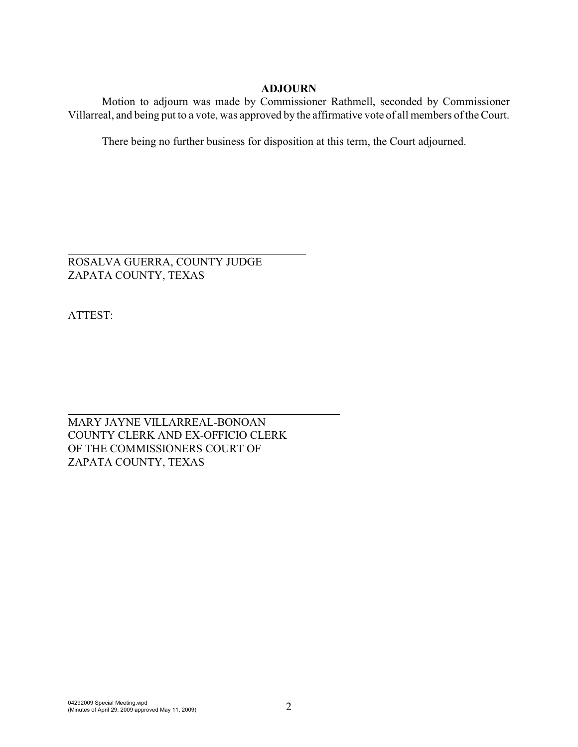**ADJOURN**

Motion to adjourn was made by Commissioner Rathmell, seconded by Commissioner Villarreal, and being put to a vote, was approved by the affirmative vote of all members of the Court.

There being no further business for disposition at this term, the Court adjourned.

ROSALVA GUERRA, COUNTY JUDGE
ZAPATA COUNTY, TEXAS

ATTEST:

MARY JAYNE VILLARREAL-BONOAN
COUNTY CLERK AND EX-OFFICIO CLERK
OF THE COMMISSIONERS COURT OF
ZAPATA COUNTY, TEXAS

04292009 Special Meeting.wpd
(Minutes of April 29, 2009 approved May 11, 2009)